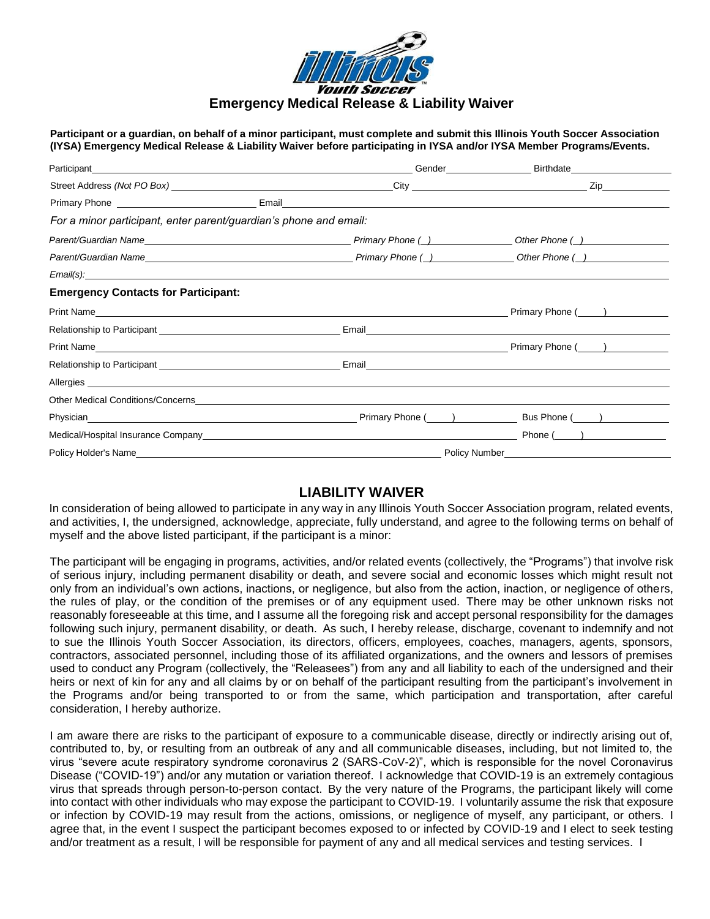# Emergency Medical Release & Liability Waiver

**Participant or a guardian, on behalf of a minor participant, must complete and submit this Illinois Youth Soccer Association (IYSA) Emergency Medical Release & Liability Waiver before participating in IYSA and/or IYSA Member Programs/Events.**

Participant\_\_\_\_\_\_\_\_\_\_\_\_\_\_\_\_\_\_\_\_\_\_\_\_\_\_\_\_\_\_\_\_ Gender\_\_\_\_\_\_\_\_\_\_\_\_ Birthdate\_\_\_\_\_\_\_\_\_\_\_\_\_\_

Street Address *(Not PO Box)* \_\_\_\_\_\_\_\_\_\_\_\_\_\_\_\_\_\_\_\_\_\_\_\_\_\_\_\_ City \_\_\_\_\_\_\_\_\_\_\_\_\_\_\_\_\_\_\_\_ Zip\_\_\_\_\_\_\_\_\_

Primary Phone \_\_\_\_\_\_\_\_\_\_\_\_\_\_\_\_\_\_\_\_ Email\_\_\_\_\_\_\_\_\_\_\_\_\_\_\_\_\_\_\_\_\_\_\_\_\_\_\_\_\_\_\_\_\_\_\_\_

*For a minor participant, enter parent/guardian's phone and email:*

*Parent/Guardian Name*\_\_\_\_\_\_\_\_\_\_\_\_\_\_\_\_\_\_\_\_\_\_\_\_\_\_ *Primary Phone (\_)*\_\_\_\_\_\_\_\_\_\_\_\_ *Other Phone (\_)*\_\_\_\_\_\_\_\_\_\_\_\_

*Parent/Guardian Name*\_\_\_\_\_\_\_\_\_\_\_\_\_\_\_\_\_\_\_\_\_\_\_\_\_\_ *Primary Phone (\_)*\_\_\_\_\_\_\_\_\_\_\_\_ *Other Phone (\_)*\_\_\_\_\_\_\_\_\_\_\_\_

*Email(s):*\_\_\_\_\_\_\_\_\_\_\_\_\_\_\_\_\_\_\_\_\_\_\_\_\_\_\_\_\_\_\_\_\_\_\_\_\_\_\_\_\_\_\_\_\_\_\_\_\_\_\_\_\_\_\_\_\_\_\_\_\_\_

**Emergency Contacts for Participant:**

Print Name\_\_\_\_\_\_\_\_\_\_\_\_\_\_\_\_\_\_\_\_\_\_\_\_\_\_\_\_\_\_\_\_\_\_\_\_\_\_\_\_\_\_\_\_\_\_\_\_ Primary Phone (\_\_\_\_)\_\_\_\_\_\_\_\_\_\_\_\_

Relationship to Participant \_\_\_\_\_\_\_\_\_\_\_\_\_\_\_\_\_\_\_\_\_\_\_\_ Email\_\_\_\_\_\_\_\_\_\_\_\_\_\_\_\_\_\_\_\_\_\_\_\_\_\_\_\_\_\_\_\_

Print Name\_\_\_\_\_\_\_\_\_\_\_\_\_\_\_\_\_\_\_\_\_\_\_\_\_\_\_\_\_\_\_\_\_\_\_\_\_\_\_\_\_\_\_\_\_\_\_\_ Primary Phone (\_\_\_\_)\_\_\_\_\_\_\_\_\_\_\_\_

Relationship to Participant \_\_\_\_\_\_\_\_\_\_\_\_\_\_\_\_\_\_\_\_\_\_\_\_ Email\_\_\_\_\_\_\_\_\_\_\_\_\_\_\_\_\_\_\_\_\_\_\_\_\_\_\_\_\_\_\_\_

Allergies \_\_\_\_\_\_\_\_\_\_\_\_\_\_\_\_\_\_\_\_\_\_\_\_\_\_\_\_\_\_\_\_\_\_\_\_\_\_\_\_\_\_\_\_\_\_\_\_\_\_\_\_\_\_\_\_\_\_\_\_\_\_\_\_\_\_\_\_\_\_\_\_

Other Medical Conditions/Concerns\_\_\_\_\_\_\_\_\_\_\_\_\_\_\_\_\_\_\_\_\_\_\_\_\_\_\_\_\_\_\_\_\_\_\_\_\_\_\_\_\_\_\_\_\_\_\_\_\_\_\_\_\_\_\_

Physician\_\_\_\_\_\_\_\_\_\_\_\_\_\_\_\_\_\_\_\_\_\_\_\_\_\_\_\_\_\_\_\_ Primary Phone (\_\_\_\_)\_\_\_\_\_\_\_\_\_\_ Bus Phone (\_\_\_\_)\_\_\_\_\_\_\_\_\_\_

Medical/Hospital Insurance Company\_\_\_\_\_\_\_\_\_\_\_\_\_\_\_\_\_\_\_\_\_\_\_\_\_\_\_\_\_\_\_\_\_\_\_\_\_\_\_\_\_ Phone (\_\_\_\_)\_\_\_\_\_\_\_\_\_\_\_\_

Policy Holder's Name\_\_\_\_\_\_\_\_\_\_\_\_\_\_\_\_\_\_\_\_\_\_\_\_\_\_\_\_\_\_\_\_\_\_\_\_\_\_\_\_ Policy Number\_\_\_\_\_\_\_\_\_\_\_\_\_\_\_\_\_\_\_\_\_\_\_\_

## LIABILITY WAIVER

In consideration of being allowed to participate in any way in any Illinois Youth Soccer Association program, related events, and activities, I, the undersigned, acknowledge, appreciate, fully understand, and agree to the following terms on behalf of myself and the above listed participant, if the participant is a minor:

The participant will be engaging in programs, activities, and/or related events (collectively, the "Programs") that involve risk of serious injury, including permanent disability or death, and severe social and economic losses which might result not only from an individual's own actions, inactions, or negligence, but also from the action, inaction, or negligence of others, the rules of play, or the condition of the premises or of any equipment used. There may be other unknown risks not reasonably foreseeable at this time, and I assume all the foregoing risk and accept personal responsibility for the damages following such injury, permanent disability, or death. As such, I hereby release, discharge, covenant to indemnify and not to sue the Illinois Youth Soccer Association, its directors, officers, employees, coaches, managers, agents, sponsors, contractors, associated personnel, including those of its affiliated organizations, and the owners and lessors of premises used to conduct any Program (collectively, the "Releasees") from any and all liability to each of the undersigned and their heirs or next of kin for any and all claims by or on behalf of the participant resulting from the participant's involvement in the Programs and/or being transported to or from the same, which participation and transportation, after careful consideration, I hereby authorize.

I am aware there are risks to the participant of exposure to a communicable disease, directly or indirectly arising out of, contributed to, by, or resulting from an outbreak of any and all communicable diseases, including, but not limited to, the virus "severe acute respiratory syndrome coronavirus 2 (SARS-CoV-2)", which is responsible for the novel Coronavirus Disease ("COVID-19") and/or any mutation or variation thereof. I acknowledge that COVID-19 is an extremely contagious virus that spreads through person-to-person contact. By the very nature of the Programs, the participant likely will come into contact with other individuals who may expose the participant to COVID-19. I voluntarily assume the risk that exposure or infection by COVID-19 may result from the actions, omissions, or negligence of myself, any participant, or others. I agree that, in the event I suspect the participant becomes exposed to or infected by COVID-19 and I elect to seek testing and/or treatment as a result, I will be responsible for payment of any and all medical services and testing services. I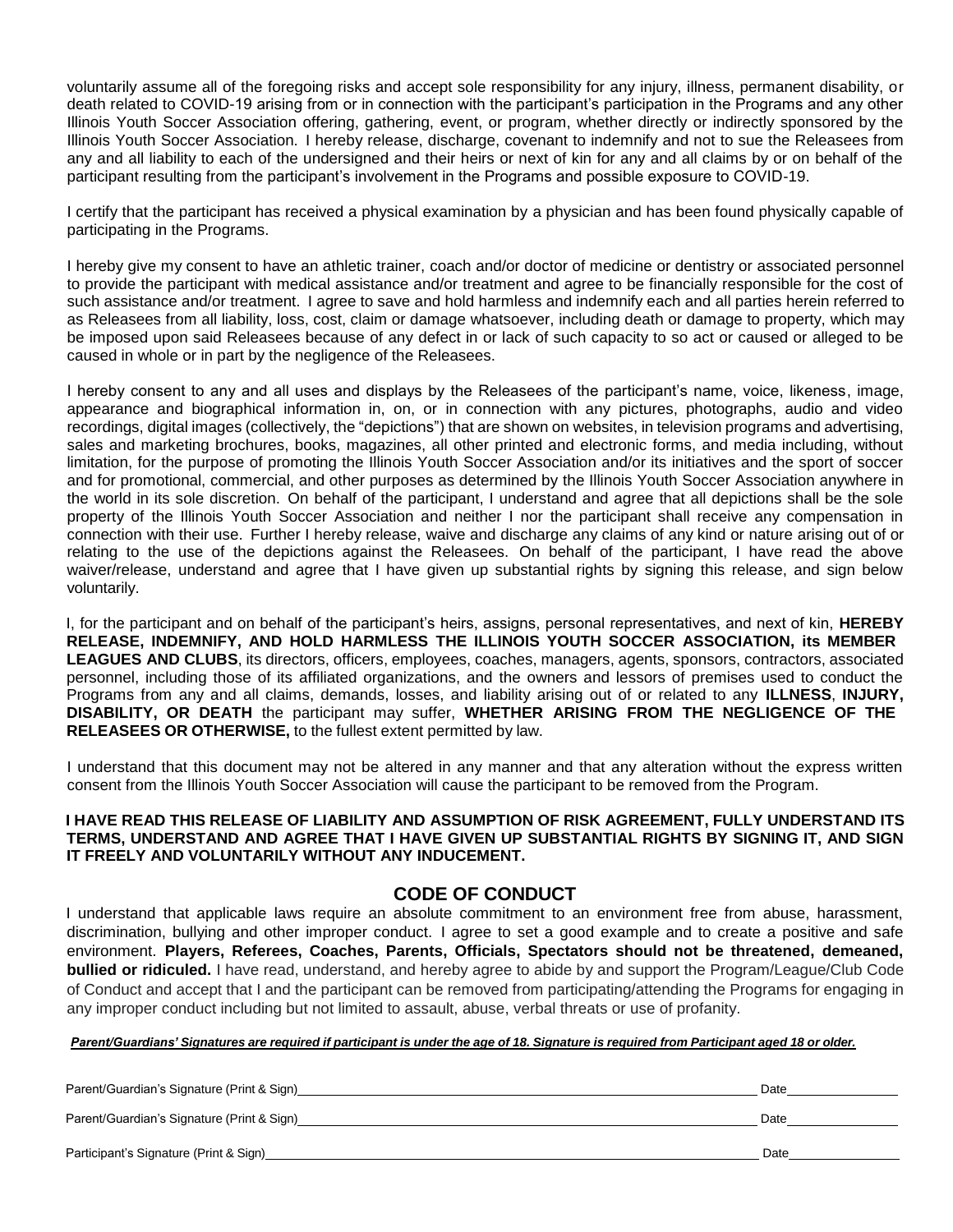voluntarily assume all of the foregoing risks and accept sole responsibility for any injury, illness, permanent disability, or death related to COVID-19 arising from or in connection with the participant's participation in the Programs and any other Illinois Youth Soccer Association offering, gathering, event, or program, whether directly or indirectly sponsored by the Illinois Youth Soccer Association. I hereby release, discharge, covenant to indemnify and not to sue the Releasees from any and all liability to each of the undersigned and their heirs or next of kin for any and all claims by or on behalf of the participant resulting from the participant's involvement in the Programs and possible exposure to COVID-19.

I certify that the participant has received a physical examination by a physician and has been found physically capable of participating in the Programs.

I hereby give my consent to have an athletic trainer, coach and/or doctor of medicine or dentistry or associated personnel to provide the participant with medical assistance and/or treatment and agree to be financially responsible for the cost of such assistance and/or treatment. I agree to save and hold harmless and indemnify each and all parties herein referred to as Releasees from all liability, loss, cost, claim or damage whatsoever, including death or damage to property, which may be imposed upon said Releasees because of any defect in or lack of such capacity to so act or caused or alleged to be caused in whole or in part by the negligence of the Releasees.

I hereby consent to any and all uses and displays by the Releasees of the participant's name, voice, likeness, image, appearance and biographical information in, on, or in connection with any pictures, photographs, audio and video recordings, digital images (collectively, the "depictions") that are shown on websites, in television programs and advertising, sales and marketing brochures, books, magazines, all other printed and electronic forms, and media including, without limitation, for the purpose of promoting the Illinois Youth Soccer Association and/or its initiatives and the sport of soccer and for promotional, commercial, and other purposes as determined by the Illinois Youth Soccer Association anywhere in the world in its sole discretion. On behalf of the participant, I understand and agree that all depictions shall be the sole property of the Illinois Youth Soccer Association and neither I nor the participant shall receive any compensation in connection with their use. Further I hereby release, waive and discharge any claims of any kind or nature arising out of or relating to the use of the depictions against the Releasees. On behalf of the participant, I have read the above waiver/release, understand and agree that I have given up substantial rights by signing this release, and sign below voluntarily.

I, for the participant and on behalf of the participant's heirs, assigns, personal representatives, and next of kin, **HEREBY RELEASE, INDEMNIFY, AND HOLD HARMLESS THE ILLINOIS YOUTH SOCCER ASSOCIATION, its MEMBER LEAGUES AND CLUBS**, its directors, officers, employees, coaches, managers, agents, sponsors, contractors, associated personnel, including those of its affiliated organizations, and the owners and lessors of premises used to conduct the Programs from any and all claims, demands, losses, and liability arising out of or related to any **ILLNESS**, **INJURY, DISABILITY, OR DEATH** the participant may suffer, **WHETHER ARISING FROM THE NEGLIGENCE OF THE RELEASEES OR OTHERWISE,** to the fullest extent permitted by law.

I understand that this document may not be altered in any manner and that any alteration without the express written consent from the Illinois Youth Soccer Association will cause the participant to be removed from the Program.

**I HAVE READ THIS RELEASE OF LIABILITY AND ASSUMPTION OF RISK AGREEMENT, FULLY UNDERSTAND ITS TERMS, UNDERSTAND AND AGREE THAT I HAVE GIVEN UP SUBSTANTIAL RIGHTS BY SIGNING IT, AND SIGN IT FREELY AND VOLUNTARILY WITHOUT ANY INDUCEMENT.**

## CODE OF CONDUCT

I understand that applicable laws require an absolute commitment to an environment free from abuse, harassment, discrimination, bullying and other improper conduct. I agree to set a good example and to create a positive and safe environment. **Players, Referees, Coaches, Parents, Officials, Spectators should not be threatened, demeaned, bullied or ridiculed.** I have read, understand, and hereby agree to abide by and support the Program/League/Club Code of Conduct and accept that I and the participant can be removed from participating/attending the Programs for engaging in any improper conduct including but not limited to assault, abuse, verbal threats or use of profanity.

***Parent/Guardians' Signatures are required if participant is under the age of 18. Signature is required from Participant aged 18 or older.***

Parent/Guardian's Signature (Print & Sign)\_\_\_\_\_\_\_\_\_\_\_\_\_\_\_\_\_\_\_\_\_\_\_\_\_\_\_\_\_\_\_\_\_\_\_\_\_\_\_\_ Date\_\_\_\_\_\_\_\_\_\_\_\_

Parent/Guardian's Signature (Print & Sign)\_\_\_\_\_\_\_\_\_\_\_\_\_\_\_\_\_\_\_\_\_\_\_\_\_\_\_\_\_\_\_\_\_\_\_\_\_\_\_\_ Date\_\_\_\_\_\_\_\_\_\_\_\_

Participant's Signature (Print & Sign)\_\_\_\_\_\_\_\_\_\_\_\_\_\_\_\_\_\_\_\_\_\_\_\_\_\_\_\_\_\_\_\_\_\_\_\_\_\_\_\_ Date\_\_\_\_\_\_\_\_\_\_\_\_